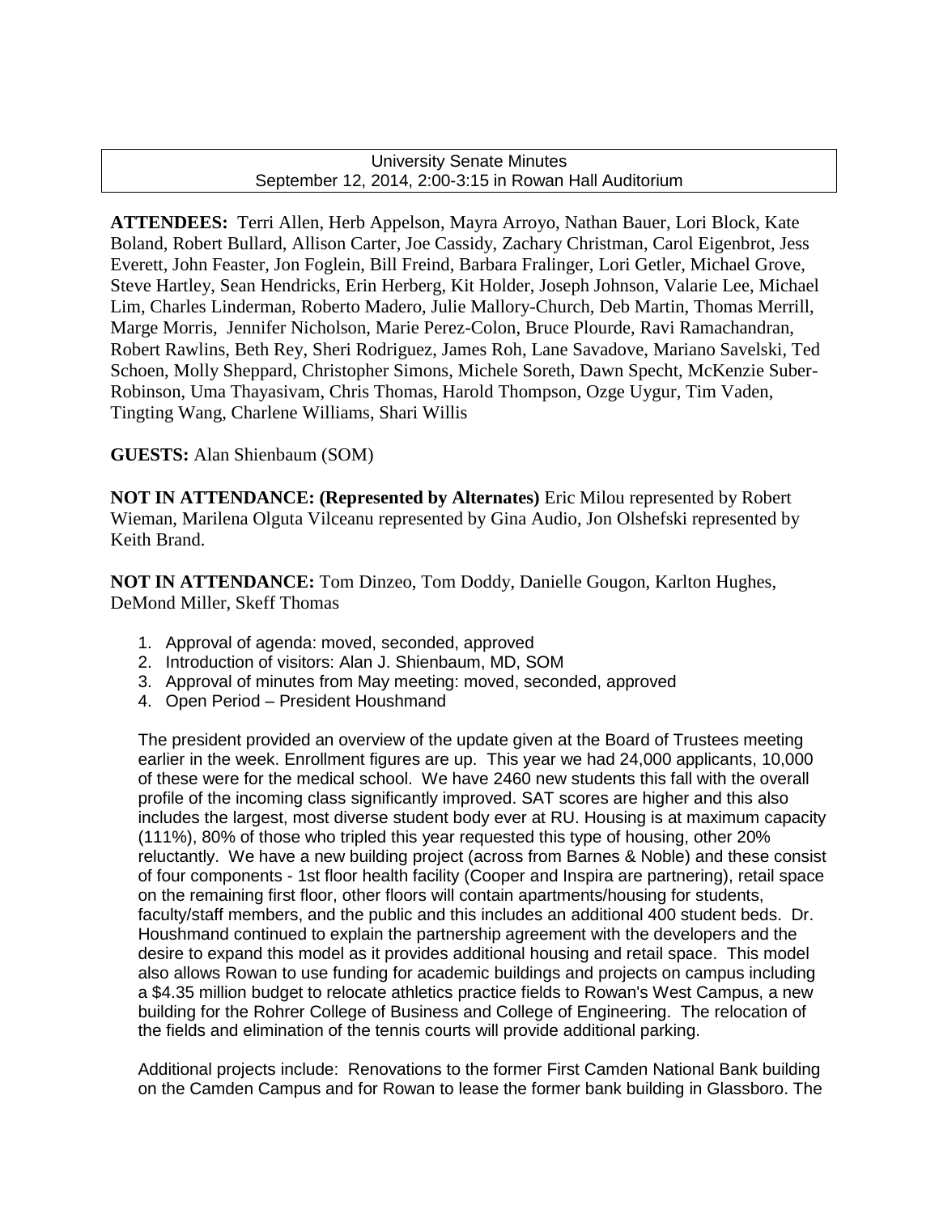University Senate Minutes
September 12, 2014, 2:00-3:15 in Rowan Hall Auditorium

**ATTENDEES:** Terri Allen, Herb Appelson, Mayra Arroyo, Nathan Bauer, Lori Block, Kate Boland, Robert Bullard, Allison Carter, Joe Cassidy, Zachary Christman, Carol Eigenbrot, Jess Everett, John Feaster, Jon Foglein, Bill Freind, Barbara Fralinger, Lori Getler, Michael Grove, Steve Hartley, Sean Hendricks, Erin Herberg, Kit Holder, Joseph Johnson, Valarie Lee, Michael Lim, Charles Linderman, Roberto Madero, Julie Mallory-Church, Deb Martin, Thomas Merrill, Marge Morris, Jennifer Nicholson, Marie Perez-Colon, Bruce Plourde, Ravi Ramachandran, Robert Rawlins, Beth Rey, Sheri Rodriguez, James Roh, Lane Savadove, Mariano Savelski, Ted Schoen, Molly Sheppard, Christopher Simons, Michele Soreth, Dawn Specht, McKenzie Suber-Robinson, Uma Thayasivam, Chris Thomas, Harold Thompson, Ozge Uygur, Tim Vaden, Tingting Wang, Charlene Williams, Shari Willis

**GUESTS:** Alan Shienbaum (SOM)

**NOT IN ATTENDANCE: (Represented by Alternates)** Eric Milou represented by Robert Wieman, Marilena Olguta Vilceanu represented by Gina Audio, Jon Olshefski represented by Keith Brand.

**NOT IN ATTENDANCE:** Tom Dinzeo, Tom Doddy, Danielle Gougon, Karlton Hughes, DeMond Miller, Skeff Thomas

1. Approval of agenda: moved, seconded, approved
2. Introduction of visitors: Alan J. Shienbaum, MD, SOM
3. Approval of minutes from May meeting: moved, seconded, approved
4. Open Period – President Houshmand

   The president provided an overview of the update given at the Board of Trustees meeting earlier in the week. Enrollment figures are up. This year we had 24,000 applicants, 10,000 of these were for the medical school. We have 2460 new students this fall with the overall profile of the incoming class significantly improved. SAT scores are higher and this also includes the largest, most diverse student body ever at RU. Housing is at maximum capacity (111%), 80% of those who tripled this year requested this type of housing, other 20% reluctantly. We have a new building project (across from Barnes & Noble) and these consist of four components - 1st floor health facility (Cooper and Inspira are partnering), retail space on the remaining first floor, other floors will contain apartments/housing for students, faculty/staff members, and the public and this includes an additional 400 student beds. Dr. Houshmand continued to explain the partnership agreement with the developers and the desire to expand this model as it provides additional housing and retail space. This model also allows Rowan to use funding for academic buildings and projects on campus including a $4.35 million budget to relocate athletics practice fields to Rowan's West Campus, a new building for the Rohrer College of Business and College of Engineering. The relocation of the fields and elimination of the tennis courts will provide additional parking.

   Additional projects include: Renovations to the former First Camden National Bank building on the Camden Campus and for Rowan to lease the former bank building in Glassboro. The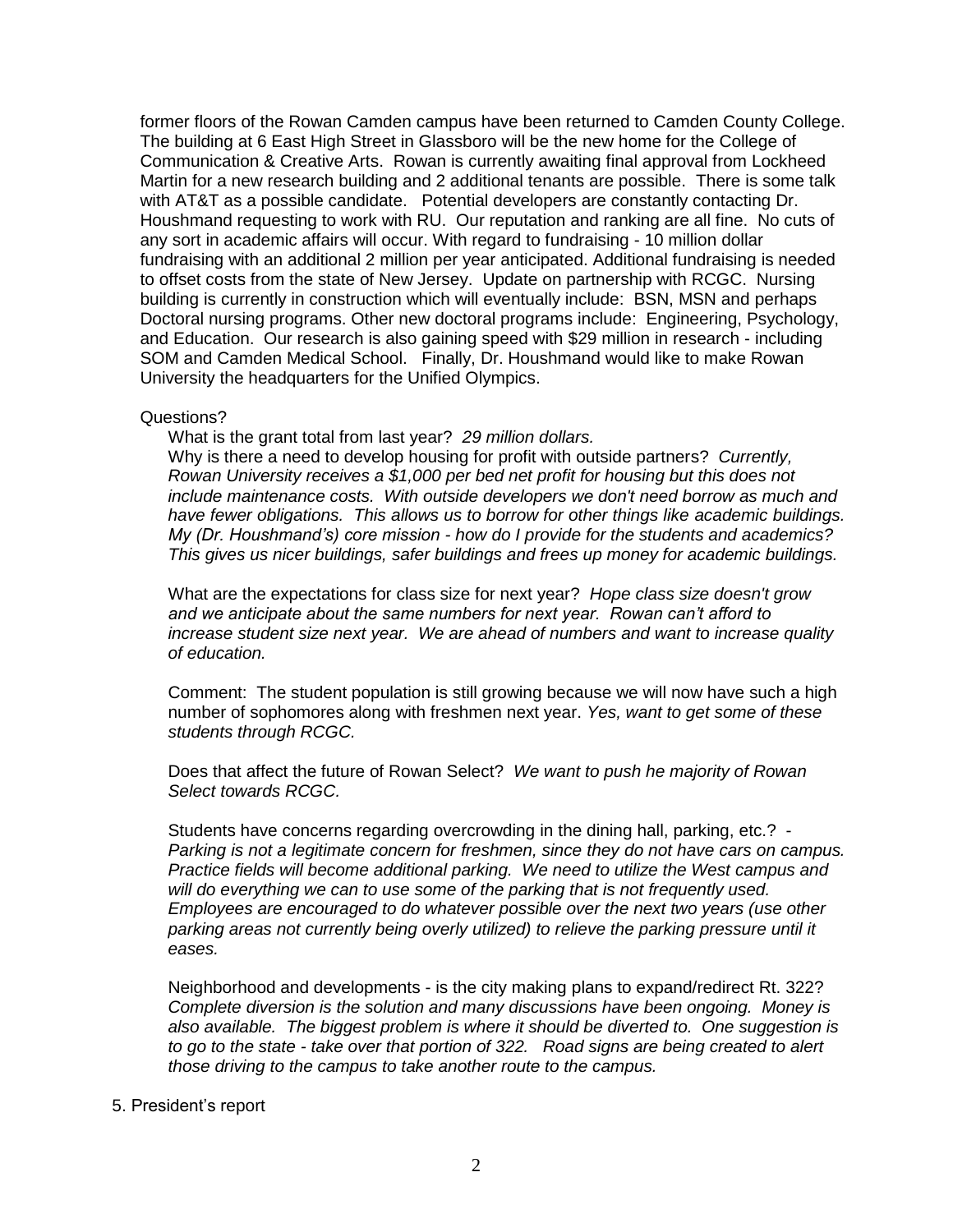former floors of the Rowan Camden campus have been returned to Camden County College. The building at 6 East High Street in Glassboro will be the new home for the College of Communication & Creative Arts. Rowan is currently awaiting final approval from Lockheed Martin for a new research building and 2 additional tenants are possible. There is some talk with AT&T as a possible candidate. Potential developers are constantly contacting Dr. Houshmand requesting to work with RU. Our reputation and ranking are all fine. No cuts of any sort in academic affairs will occur. With regard to fundraising - 10 million dollar fundraising with an additional 2 million per year anticipated. Additional fundraising is needed to offset costs from the state of New Jersey. Update on partnership with RCGC. Nursing building is currently in construction which will eventually include: BSN, MSN and perhaps Doctoral nursing programs. Other new doctoral programs include: Engineering, Psychology, and Education. Our research is also gaining speed with $29 million in research - including SOM and Camden Medical School. Finally, Dr. Houshmand would like to make Rowan University the headquarters for the Unified Olympics.

Questions?

What is the grant total from last year? *29 million dollars.*

Why is there a need to develop housing for profit with outside partners? *Currently, Rowan University receives a $1,000 per bed net profit for housing but this does not include maintenance costs. With outside developers we don't need borrow as much and have fewer obligations. This allows us to borrow for other things like academic buildings. My (Dr. Houshmand's) core mission - how do I provide for the students and academics? This gives us nicer buildings, safer buildings and frees up money for academic buildings.*

What are the expectations for class size for next year? *Hope class size doesn't grow and we anticipate about the same numbers for next year. Rowan can't afford to increase student size next year. We are ahead of numbers and want to increase quality of education.*

Comment: The student population is still growing because we will now have such a high number of sophomores along with freshmen next year. *Yes, want to get some of these students through RCGC.*

Does that affect the future of Rowan Select? *We want to push he majority of Rowan Select towards RCGC.*

Students have concerns regarding overcrowding in the dining hall, parking, etc.? - *Parking is not a legitimate concern for freshmen, since they do not have cars on campus. Practice fields will become additional parking. We need to utilize the West campus and will do everything we can to use some of the parking that is not frequently used. Employees are encouraged to do whatever possible over the next two years (use other parking areas not currently being overly utilized) to relieve the parking pressure until it eases.*

Neighborhood and developments - is the city making plans to expand/redirect Rt. 322? *Complete diversion is the solution and many discussions have been ongoing. Money is also available. The biggest problem is where it should be diverted to. One suggestion is to go to the state - take over that portion of 322. Road signs are being created to alert those driving to the campus to take another route to the campus.*

5. President's report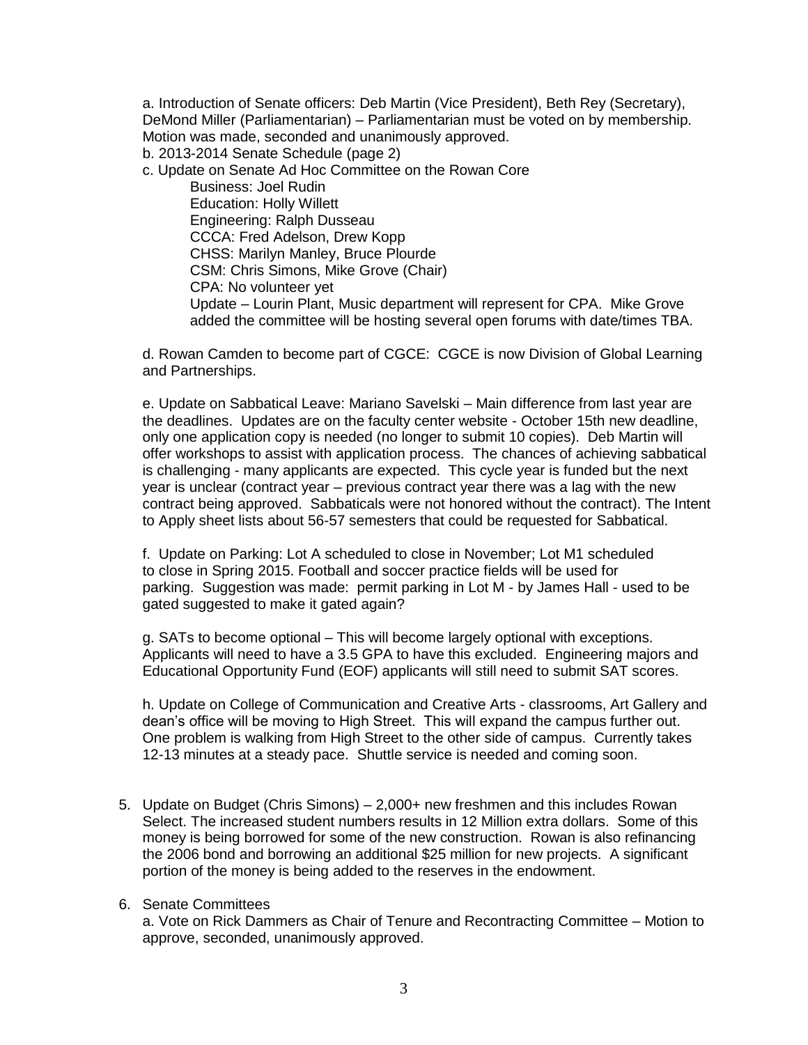a. Introduction of Senate officers: Deb Martin (Vice President), Beth Rey (Secretary), DeMond Miller (Parliamentarian) – Parliamentarian must be voted on by membership. Motion was made, seconded and unanimously approved.

b. 2013-2014 Senate Schedule (page 2)

c. Update on Senate Ad Hoc Committee on the Rowan Core

- Business: Joel Rudin
- Education: Holly Willett
- Engineering: Ralph Dusseau
- CCCA: Fred Adelson, Drew Kopp
- CHSS: Marilyn Manley, Bruce Plourde
- CSM: Chris Simons, Mike Grove (Chair)
- CPA: No volunteer yet

Update – Lourin Plant, Music department will represent for CPA. Mike Grove added the committee will be hosting several open forums with date/times TBA.

d. Rowan Camden to become part of CGCE: CGCE is now Division of Global Learning and Partnerships.

e. Update on Sabbatical Leave: Mariano Savelski – Main difference from last year are the deadlines. Updates are on the faculty center website - October 15th new deadline, only one application copy is needed (no longer to submit 10 copies). Deb Martin will offer workshops to assist with application process. The chances of achieving sabbatical is challenging - many applicants are expected. This cycle year is funded but the next year is unclear (contract year – previous contract year there was a lag with the new contract being approved. Sabbaticals were not honored without the contract). The Intent to Apply sheet lists about 56-57 semesters that could be requested for Sabbatical.

f. Update on Parking: Lot A scheduled to close in November; Lot M1 scheduled to close in Spring 2015. Football and soccer practice fields will be used for parking. Suggestion was made: permit parking in Lot M - by James Hall - used to be gated suggested to make it gated again?

g. SATs to become optional – This will become largely optional with exceptions. Applicants will need to have a 3.5 GPA to have this excluded. Engineering majors and Educational Opportunity Fund (EOF) applicants will still need to submit SAT scores.

h. Update on College of Communication and Creative Arts - classrooms, Art Gallery and dean's office will be moving to High Street. This will expand the campus further out. One problem is walking from High Street to the other side of campus. Currently takes 12-13 minutes at a steady pace. Shuttle service is needed and coming soon.

5. Update on Budget (Chris Simons) – 2,000+ new freshmen and this includes Rowan Select. The increased student numbers results in 12 Million extra dollars. Some of this money is being borrowed for some of the new construction. Rowan is also refinancing the 2006 bond and borrowing an additional $25 million for new projects. A significant portion of the money is being added to the reserves in the endowment.

6. Senate Committees

   a. Vote on Rick Dammers as Chair of Tenure and Recontracting Committee – Motion to approve, seconded, unanimously approved.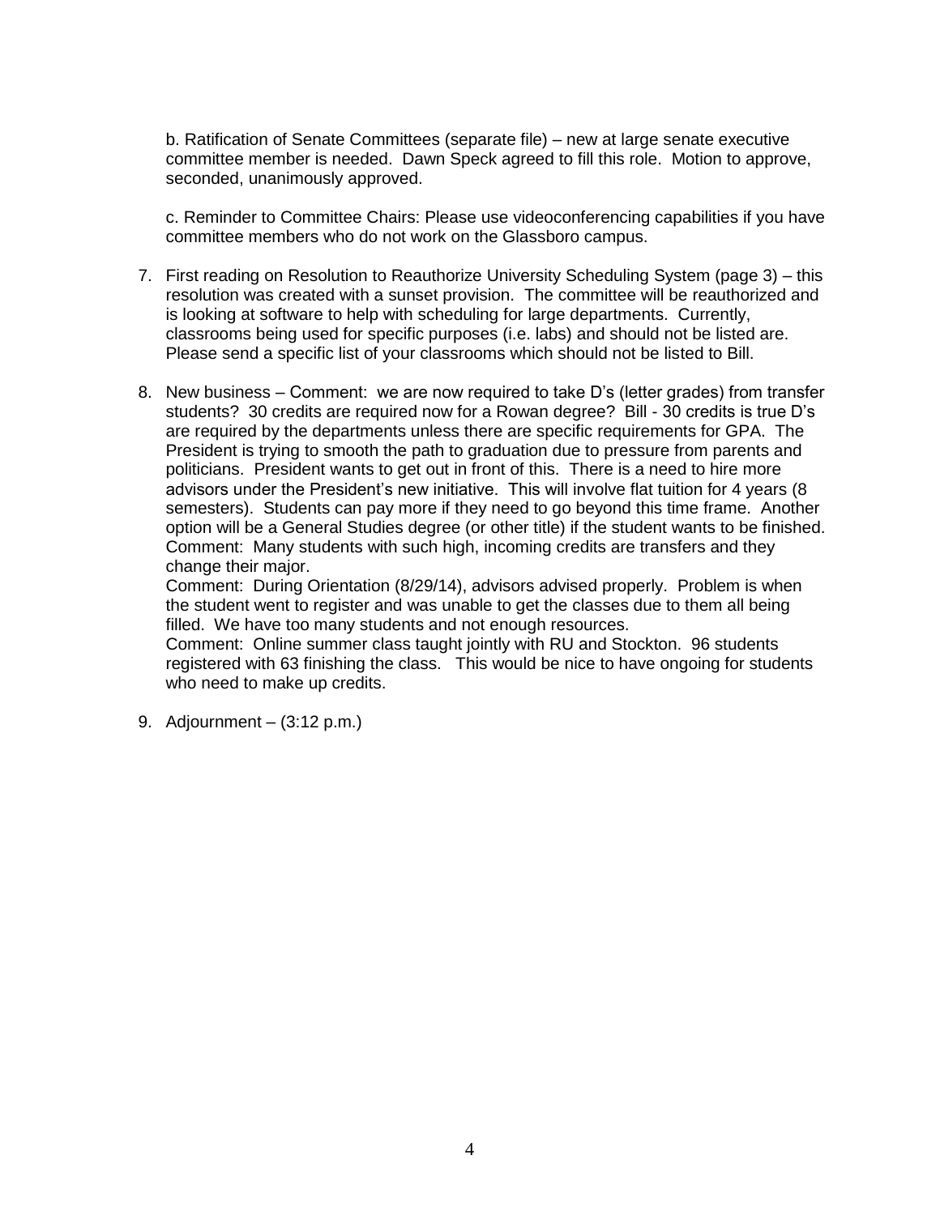b. Ratification of Senate Committees (separate file) – new at large senate executive committee member is needed. Dawn Speck agreed to fill this role. Motion to approve, seconded, unanimously approved.

c. Reminder to Committee Chairs: Please use videoconferencing capabilities if you have committee members who do not work on the Glassboro campus.

7. First reading on Resolution to Reauthorize University Scheduling System (page 3) – this resolution was created with a sunset provision. The committee will be reauthorized and is looking at software to help with scheduling for large departments. Currently, classrooms being used for specific purposes (i.e. labs) and should not be listed are. Please send a specific list of your classrooms which should not be listed to Bill.

8. New business – Comment: we are now required to take D's (letter grades) from transfer students? 30 credits are required now for a Rowan degree? Bill - 30 credits is true D's are required by the departments unless there are specific requirements for GPA. The President is trying to smooth the path to graduation due to pressure from parents and politicians. President wants to get out in front of this. There is a need to hire more advisors under the President's new initiative. This will involve flat tuition for 4 years (8 semesters). Students can pay more if they need to go beyond this time frame. Another option will be a General Studies degree (or other title) if the student wants to be finished.
   Comment: Many students with such high, incoming credits are transfers and they change their major.
   Comment: During Orientation (8/29/14), advisors advised properly. Problem is when the student went to register and was unable to get the classes due to them all being filled. We have too many students and not enough resources.
   Comment: Online summer class taught jointly with RU and Stockton. 96 students registered with 63 finishing the class. This would be nice to have ongoing for students who need to make up credits.

9. Adjournment – (3:12 p.m.)